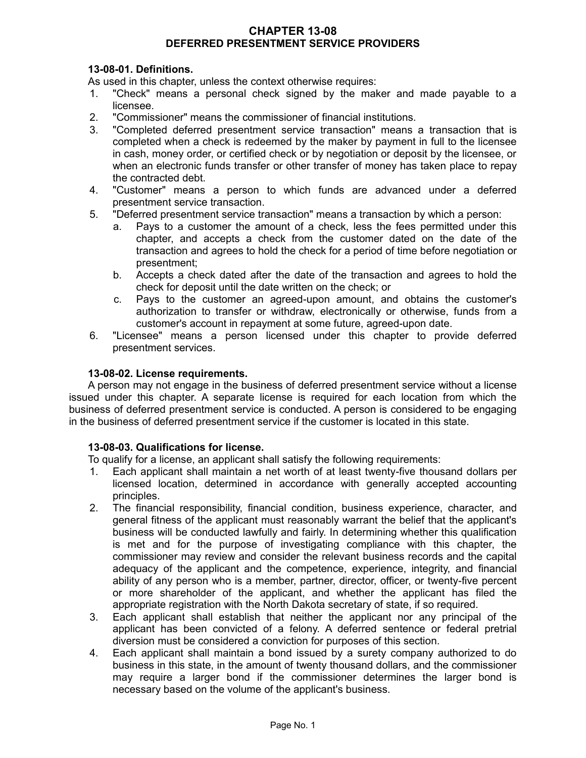# CHAPTER 13-08
# DEFERRED PRESENTMENT SERVICE PROVIDERS

### 13-08-01. Definitions.

As used in this chapter, unless the context otherwise requires:

1. "Check" means a personal check signed by the maker and made payable to a licensee.
2. "Commissioner" means the commissioner of financial institutions.
3. "Completed deferred presentment service transaction" means a transaction that is completed when a check is redeemed by the maker by payment in full to the licensee in cash, money order, or certified check or by negotiation or deposit by the licensee, or when an electronic funds transfer or other transfer of money has taken place to repay the contracted debt.
4. "Customer" means a person to which funds are advanced under a deferred presentment service transaction.
5. "Deferred presentment service transaction" means a transaction by which a person:
   a. Pays to a customer the amount of a check, less the fees permitted under this chapter, and accepts a check from the customer dated on the date of the transaction and agrees to hold the check for a period of time before negotiation or presentment;
   b. Accepts a check dated after the date of the transaction and agrees to hold the check for deposit until the date written on the check; or
   c. Pays to the customer an agreed-upon amount, and obtains the customer's authorization to transfer or withdraw, electronically or otherwise, funds from a customer's account in repayment at some future, agreed-upon date.
6. "Licensee" means a person licensed under this chapter to provide deferred presentment services.

### 13-08-02. License requirements.

A person may not engage in the business of deferred presentment service without a license issued under this chapter. A separate license is required for each location from which the business of deferred presentment service is conducted. A person is considered to be engaging in the business of deferred presentment service if the customer is located in this state.

### 13-08-03. Qualifications for license.

To qualify for a license, an applicant shall satisfy the following requirements:

1. Each applicant shall maintain a net worth of at least twenty-five thousand dollars per licensed location, determined in accordance with generally accepted accounting principles.
2. The financial responsibility, financial condition, business experience, character, and general fitness of the applicant must reasonably warrant the belief that the applicant's business will be conducted lawfully and fairly. In determining whether this qualification is met and for the purpose of investigating compliance with this chapter, the commissioner may review and consider the relevant business records and the capital adequacy of the applicant and the competence, experience, integrity, and financial ability of any person who is a member, partner, director, officer, or twenty-five percent or more shareholder of the applicant, and whether the applicant has filed the appropriate registration with the North Dakota secretary of state, if so required.
3. Each applicant shall establish that neither the applicant nor any principal of the applicant has been convicted of a felony. A deferred sentence or federal pretrial diversion must be considered a conviction for purposes of this section.
4. Each applicant shall maintain a bond issued by a surety company authorized to do business in this state, in the amount of twenty thousand dollars, and the commissioner may require a larger bond if the commissioner determines the larger bond is necessary based on the volume of the applicant's business.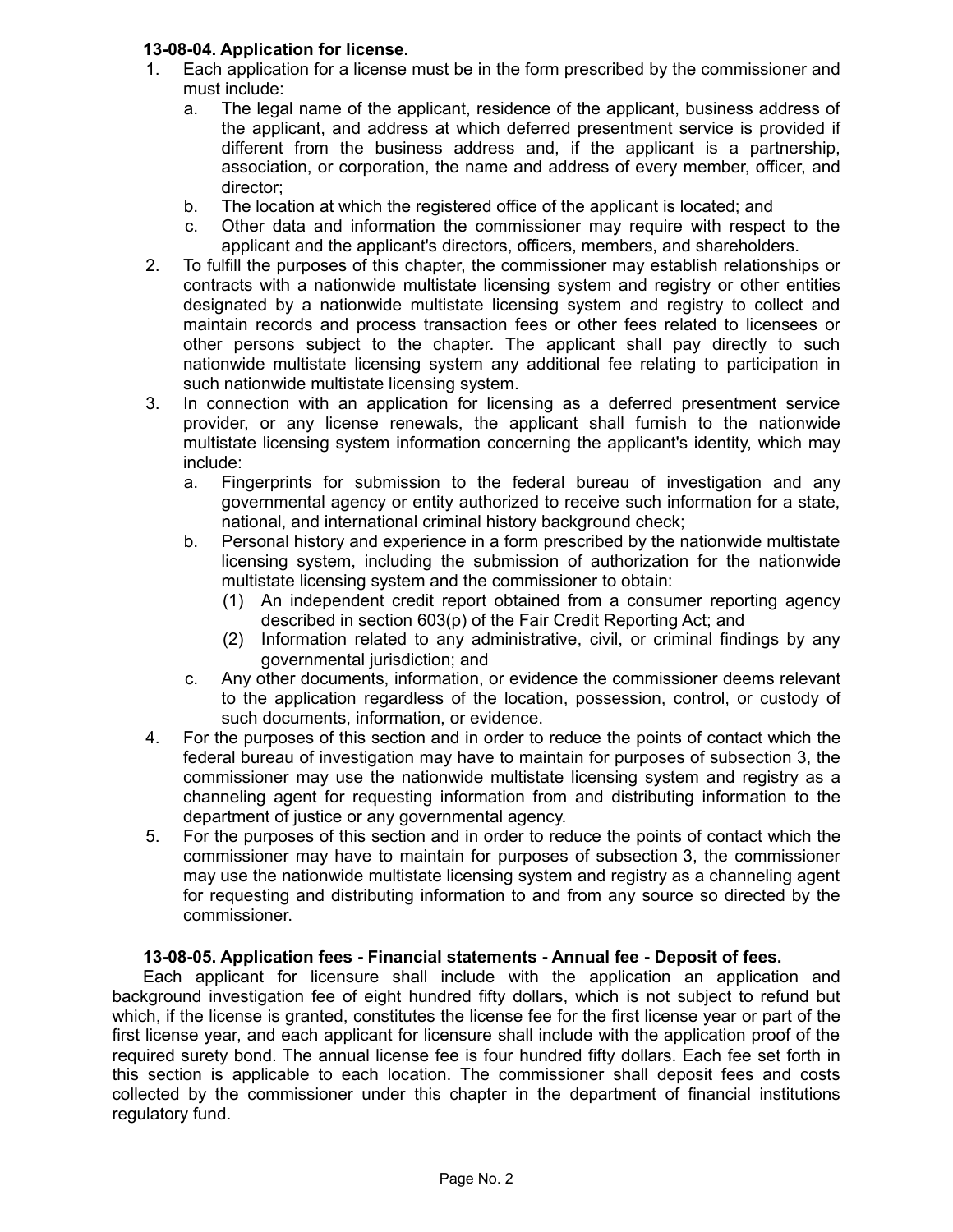**13-08-04. Application for license.**

1. Each application for a license must be in the form prescribed by the commissioner and must include:
   a. The legal name of the applicant, residence of the applicant, business address of the applicant, and address at which deferred presentment service is provided if different from the business address and, if the applicant is a partnership, association, or corporation, the name and address of every member, officer, and director;
   b. The location at which the registered office of the applicant is located; and
   c. Other data and information the commissioner may require with respect to the applicant and the applicant's directors, officers, members, and shareholders.
2. To fulfill the purposes of this chapter, the commissioner may establish relationships or contracts with a nationwide multistate licensing system and registry or other entities designated by a nationwide multistate licensing system and registry to collect and maintain records and process transaction fees or other fees related to licensees or other persons subject to the chapter. The applicant shall pay directly to such nationwide multistate licensing system any additional fee relating to participation in such nationwide multistate licensing system.
3. In connection with an application for licensing as a deferred presentment service provider, or any license renewals, the applicant shall furnish to the nationwide multistate licensing system information concerning the applicant's identity, which may include:
   a. Fingerprints for submission to the federal bureau of investigation and any governmental agency or entity authorized to receive such information for a state, national, and international criminal history background check;
   b. Personal history and experience in a form prescribed by the nationwide multistate licensing system, including the submission of authorization for the nationwide multistate licensing system and the commissioner to obtain:
      (1) An independent credit report obtained from a consumer reporting agency described in section 603(p) of the Fair Credit Reporting Act; and
      (2) Information related to any administrative, civil, or criminal findings by any governmental jurisdiction; and
   c. Any other documents, information, or evidence the commissioner deems relevant to the application regardless of the location, possession, control, or custody of such documents, information, or evidence.
4. For the purposes of this section and in order to reduce the points of contact which the federal bureau of investigation may have to maintain for purposes of subsection 3, the commissioner may use the nationwide multistate licensing system and registry as a channeling agent for requesting information from and distributing information to the department of justice or any governmental agency.
5. For the purposes of this section and in order to reduce the points of contact which the commissioner may have to maintain for purposes of subsection 3, the commissioner may use the nationwide multistate licensing system and registry as a channeling agent for requesting and distributing information to and from any source so directed by the commissioner.

**13-08-05. Application fees - Financial statements - Annual fee - Deposit of fees.**

Each applicant for licensure shall include with the application an application and background investigation fee of eight hundred fifty dollars, which is not subject to refund but which, if the license is granted, constitutes the license fee for the first license year or part of the first license year, and each applicant for licensure shall include with the application proof of the required surety bond. The annual license fee is four hundred fifty dollars. Each fee set forth in this section is applicable to each location. The commissioner shall deposit fees and costs collected by the commissioner under this chapter in the department of financial institutions regulatory fund.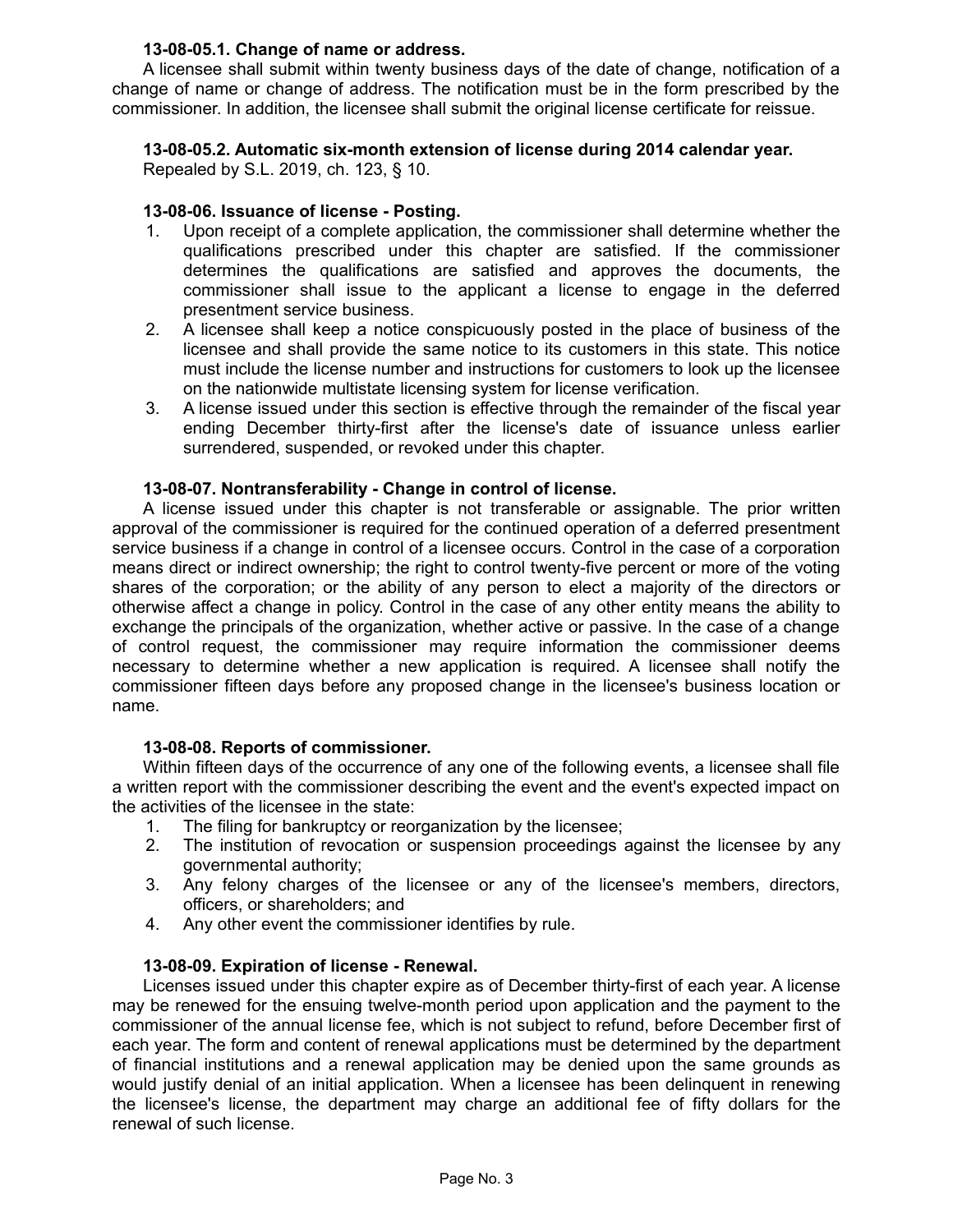**13-08-05.1. Change of name or address.**

A licensee shall submit within twenty business days of the date of change, notification of a change of name or change of address. The notification must be in the form prescribed by the commissioner. In addition, the licensee shall submit the original license certificate for reissue.

**13-08-05.2. Automatic six-month extension of license during 2014 calendar year.**

Repealed by S.L. 2019, ch. 123, § 10.

**13-08-06. Issuance of license - Posting.**

1. Upon receipt of a complete application, the commissioner shall determine whether the qualifications prescribed under this chapter are satisfied. If the commissioner determines the qualifications are satisfied and approves the documents, the commissioner shall issue to the applicant a license to engage in the deferred presentment service business.
2. A licensee shall keep a notice conspicuously posted in the place of business of the licensee and shall provide the same notice to its customers in this state. This notice must include the license number and instructions for customers to look up the licensee on the nationwide multistate licensing system for license verification.
3. A license issued under this section is effective through the remainder of the fiscal year ending December thirty-first after the license's date of issuance unless earlier surrendered, suspended, or revoked under this chapter.

**13-08-07. Nontransferability - Change in control of license.**

A license issued under this chapter is not transferable or assignable. The prior written approval of the commissioner is required for the continued operation of a deferred presentment service business if a change in control of a licensee occurs. Control in the case of a corporation means direct or indirect ownership; the right to control twenty-five percent or more of the voting shares of the corporation; or the ability of any person to elect a majority of the directors or otherwise affect a change in policy. Control in the case of any other entity means the ability to exchange the principals of the organization, whether active or passive. In the case of a change of control request, the commissioner may require information the commissioner deems necessary to determine whether a new application is required. A licensee shall notify the commissioner fifteen days before any proposed change in the licensee's business location or name.

**13-08-08. Reports of commissioner.**

Within fifteen days of the occurrence of any one of the following events, a licensee shall file a written report with the commissioner describing the event and the event's expected impact on the activities of the licensee in the state:

1. The filing for bankruptcy or reorganization by the licensee;
2. The institution of revocation or suspension proceedings against the licensee by any governmental authority;
3. Any felony charges of the licensee or any of the licensee's members, directors, officers, or shareholders; and
4. Any other event the commissioner identifies by rule.

**13-08-09. Expiration of license - Renewal.**

Licenses issued under this chapter expire as of December thirty-first of each year. A license may be renewed for the ensuing twelve-month period upon application and the payment to the commissioner of the annual license fee, which is not subject to refund, before December first of each year. The form and content of renewal applications must be determined by the department of financial institutions and a renewal application may be denied upon the same grounds as would justify denial of an initial application. When a licensee has been delinquent in renewing the licensee's license, the department may charge an additional fee of fifty dollars for the renewal of such license.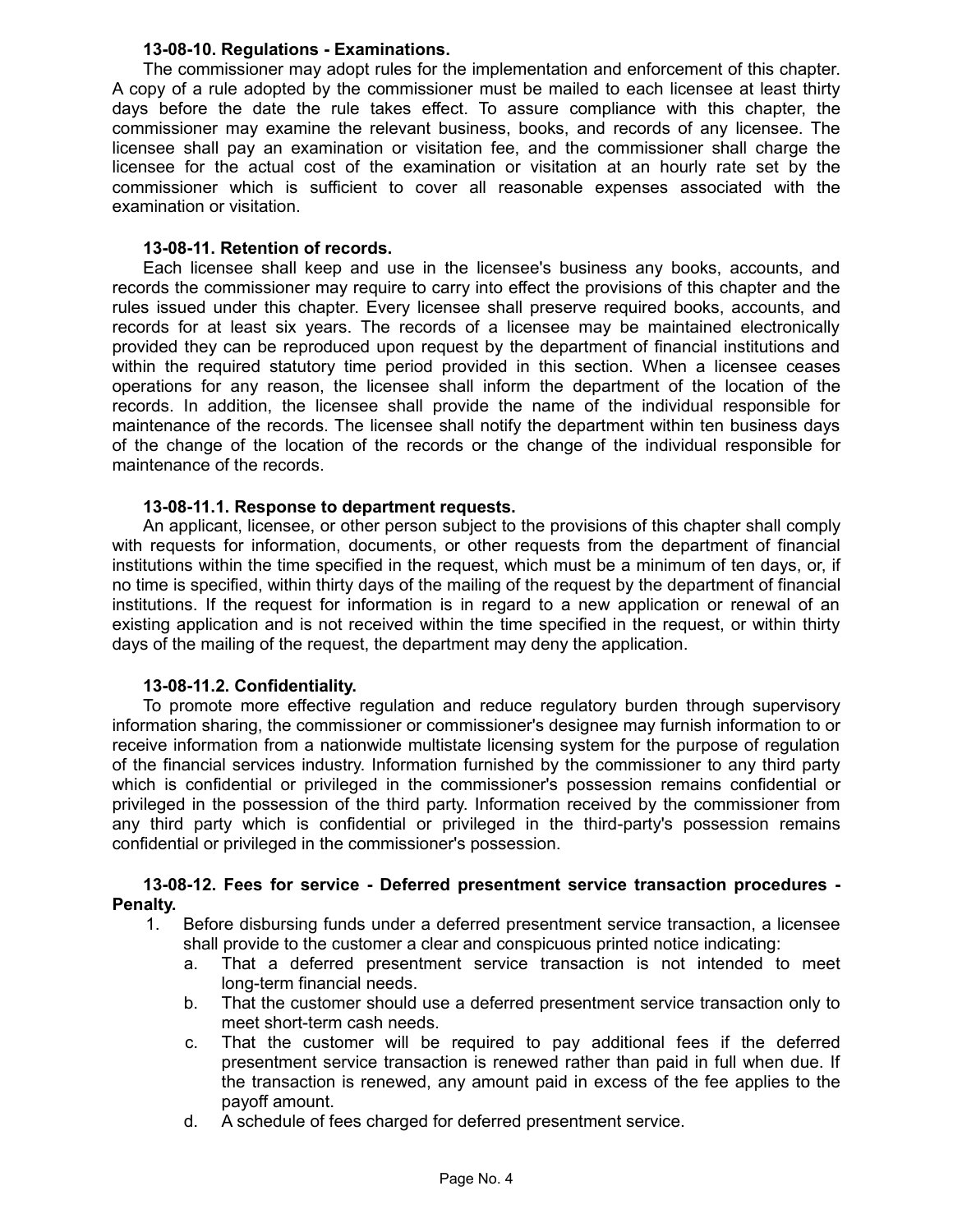**13-08-10. Regulations - Examinations.**

The commissioner may adopt rules for the implementation and enforcement of this chapter. A copy of a rule adopted by the commissioner must be mailed to each licensee at least thirty days before the date the rule takes effect. To assure compliance with this chapter, the commissioner may examine the relevant business, books, and records of any licensee. The licensee shall pay an examination or visitation fee, and the commissioner shall charge the licensee for the actual cost of the examination or visitation at an hourly rate set by the commissioner which is sufficient to cover all reasonable expenses associated with the examination or visitation.

**13-08-11. Retention of records.**

Each licensee shall keep and use in the licensee's business any books, accounts, and records the commissioner may require to carry into effect the provisions of this chapter and the rules issued under this chapter. Every licensee shall preserve required books, accounts, and records for at least six years. The records of a licensee may be maintained electronically provided they can be reproduced upon request by the department of financial institutions and within the required statutory time period provided in this section. When a licensee ceases operations for any reason, the licensee shall inform the department of the location of the records. In addition, the licensee shall provide the name of the individual responsible for maintenance of the records. The licensee shall notify the department within ten business days of the change of the location of the records or the change of the individual responsible for maintenance of the records.

**13-08-11.1. Response to department requests.**

An applicant, licensee, or other person subject to the provisions of this chapter shall comply with requests for information, documents, or other requests from the department of financial institutions within the time specified in the request, which must be a minimum of ten days, or, if no time is specified, within thirty days of the mailing of the request by the department of financial institutions. If the request for information is in regard to a new application or renewal of an existing application and is not received within the time specified in the request, or within thirty days of the mailing of the request, the department may deny the application.

**13-08-11.2. Confidentiality.**

To promote more effective regulation and reduce regulatory burden through supervisory information sharing, the commissioner or commissioner's designee may furnish information to or receive information from a nationwide multistate licensing system for the purpose of regulation of the financial services industry. Information furnished by the commissioner to any third party which is confidential or privileged in the commissioner's possession remains confidential or privileged in the possession of the third party. Information received by the commissioner from any third party which is confidential or privileged in the third-party's possession remains confidential or privileged in the commissioner's possession.

**13-08-12. Fees for service - Deferred presentment service transaction procedures - Penalty.**

1. Before disbursing funds under a deferred presentment service transaction, a licensee shall provide to the customer a clear and conspicuous printed notice indicating:
   a. That a deferred presentment service transaction is not intended to meet long-term financial needs.
   b. That the customer should use a deferred presentment service transaction only to meet short-term cash needs.
   c. That the customer will be required to pay additional fees if the deferred presentment service transaction is renewed rather than paid in full when due. If the transaction is renewed, any amount paid in excess of the fee applies to the payoff amount.
   d. A schedule of fees charged for deferred presentment service.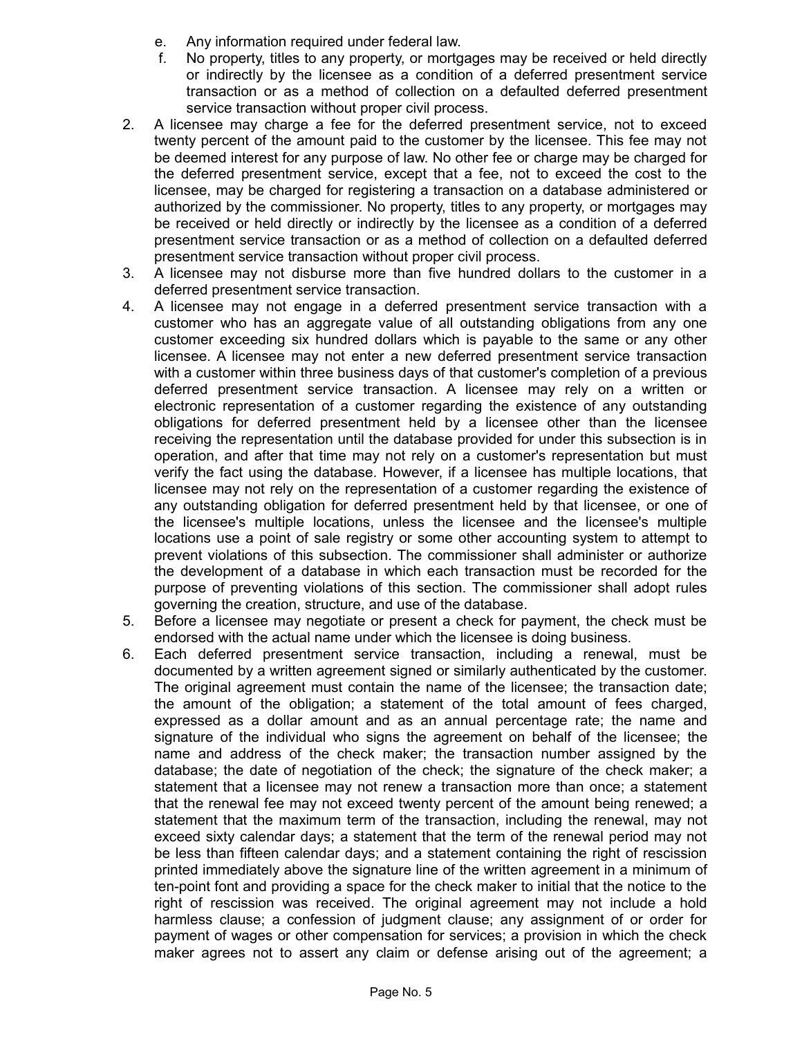e. Any information required under federal law.
f. No property, titles to any property, or mortgages may be received or held directly or indirectly by the licensee as a condition of a deferred presentment service transaction or as a method of collection on a defaulted deferred presentment service transaction without proper civil process.

2. A licensee may charge a fee for the deferred presentment service, not to exceed twenty percent of the amount paid to the customer by the licensee. This fee may not be deemed interest for any purpose of law. No other fee or charge may be charged for the deferred presentment service, except that a fee, not to exceed the cost to the licensee, may be charged for registering a transaction on a database administered or authorized by the commissioner. No property, titles to any property, or mortgages may be received or held directly or indirectly by the licensee as a condition of a deferred presentment service transaction or as a method of collection on a defaulted deferred presentment service transaction without proper civil process.
3. A licensee may not disburse more than five hundred dollars to the customer in a deferred presentment service transaction.
4. A licensee may not engage in a deferred presentment service transaction with a customer who has an aggregate value of all outstanding obligations from any one customer exceeding six hundred dollars which is payable to the same or any other licensee. A licensee may not enter a new deferred presentment service transaction with a customer within three business days of that customer's completion of a previous deferred presentment service transaction. A licensee may rely on a written or electronic representation of a customer regarding the existence of any outstanding obligations for deferred presentment held by a licensee other than the licensee receiving the representation until the database provided for under this subsection is in operation, and after that time may not rely on a customer's representation but must verify the fact using the database. However, if a licensee has multiple locations, that licensee may not rely on the representation of a customer regarding the existence of any outstanding obligation for deferred presentment held by that licensee, or one of the licensee's multiple locations, unless the licensee and the licensee's multiple locations use a point of sale registry or some other accounting system to attempt to prevent violations of this subsection. The commissioner shall administer or authorize the development of a database in which each transaction must be recorded for the purpose of preventing violations of this section. The commissioner shall adopt rules governing the creation, structure, and use of the database.
5. Before a licensee may negotiate or present a check for payment, the check must be endorsed with the actual name under which the licensee is doing business.
6. Each deferred presentment service transaction, including a renewal, must be documented by a written agreement signed or similarly authenticated by the customer. The original agreement must contain the name of the licensee; the transaction date; the amount of the obligation; a statement of the total amount of fees charged, expressed as a dollar amount and as an annual percentage rate; the name and signature of the individual who signs the agreement on behalf of the licensee; the name and address of the check maker; the transaction number assigned by the database; the date of negotiation of the check; the signature of the check maker; a statement that a licensee may not renew a transaction more than once; a statement that the renewal fee may not exceed twenty percent of the amount being renewed; a statement that the maximum term of the transaction, including the renewal, may not exceed sixty calendar days; a statement that the term of the renewal period may not be less than fifteen calendar days; and a statement containing the right of rescission printed immediately above the signature line of the written agreement in a minimum of ten-point font and providing a space for the check maker to initial that the notice to the right of rescission was received. The original agreement may not include a hold harmless clause; a confession of judgment clause; any assignment of or order for payment of wages or other compensation for services; a provision in which the check maker agrees not to assert any claim or defense arising out of the agreement; a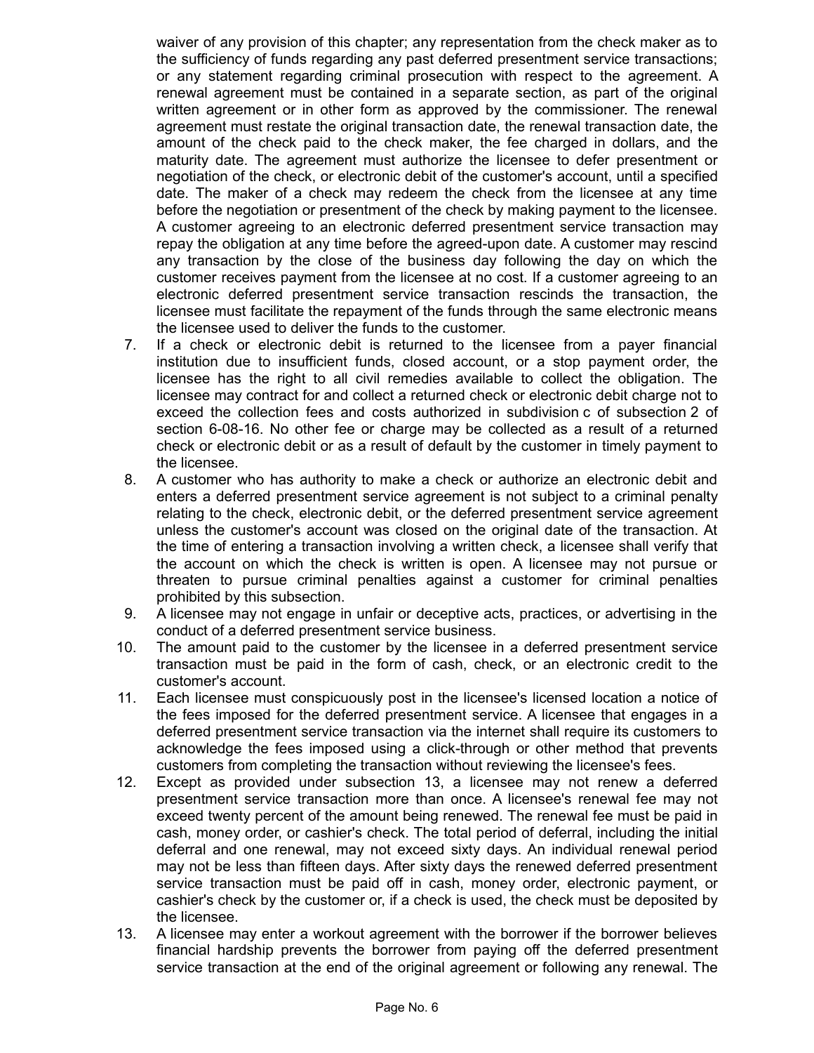waiver of any provision of this chapter; any representation from the check maker as to the sufficiency of funds regarding any past deferred presentment service transactions; or any statement regarding criminal prosecution with respect to the agreement. A renewal agreement must be contained in a separate section, as part of the original written agreement or in other form as approved by the commissioner. The renewal agreement must restate the original transaction date, the renewal transaction date, the amount of the check paid to the check maker, the fee charged in dollars, and the maturity date. The agreement must authorize the licensee to defer presentment or negotiation of the check, or electronic debit of the customer's account, until a specified date. The maker of a check may redeem the check from the licensee at any time before the negotiation or presentment of the check by making payment to the licensee. A customer agreeing to an electronic deferred presentment service transaction may repay the obligation at any time before the agreed-upon date. A customer may rescind any transaction by the close of the business day following the day on which the customer receives payment from the licensee at no cost. If a customer agreeing to an electronic deferred presentment service transaction rescinds the transaction, the licensee must facilitate the repayment of the funds through the same electronic means the licensee used to deliver the funds to the customer.

7. If a check or electronic debit is returned to the licensee from a payer financial institution due to insufficient funds, closed account, or a stop payment order, the licensee has the right to all civil remedies available to collect the obligation. The licensee may contract for and collect a returned check or electronic debit charge not to exceed the collection fees and costs authorized in subdivision c of subsection 2 of section 6-08-16. No other fee or charge may be collected as a result of a returned check or electronic debit or as a result of default by the customer in timely payment to the licensee.
8. A customer who has authority to make a check or authorize an electronic debit and enters a deferred presentment service agreement is not subject to a criminal penalty relating to the check, electronic debit, or the deferred presentment service agreement unless the customer's account was closed on the original date of the transaction. At the time of entering a transaction involving a written check, a licensee shall verify that the account on which the check is written is open. A licensee may not pursue or threaten to pursue criminal penalties against a customer for criminal penalties prohibited by this subsection.
9. A licensee may not engage in unfair or deceptive acts, practices, or advertising in the conduct of a deferred presentment service business.
10. The amount paid to the customer by the licensee in a deferred presentment service transaction must be paid in the form of cash, check, or an electronic credit to the customer's account.
11. Each licensee must conspicuously post in the licensee's licensed location a notice of the fees imposed for the deferred presentment service. A licensee that engages in a deferred presentment service transaction via the internet shall require its customers to acknowledge the fees imposed using a click-through or other method that prevents customers from completing the transaction without reviewing the licensee's fees.
12. Except as provided under subsection 13, a licensee may not renew a deferred presentment service transaction more than once. A licensee's renewal fee may not exceed twenty percent of the amount being renewed. The renewal fee must be paid in cash, money order, or cashier's check. The total period of deferral, including the initial deferral and one renewal, may not exceed sixty days. An individual renewal period may not be less than fifteen days. After sixty days the renewed deferred presentment service transaction must be paid off in cash, money order, electronic payment, or cashier's check by the customer or, if a check is used, the check must be deposited by the licensee.
13. A licensee may enter a workout agreement with the borrower if the borrower believes financial hardship prevents the borrower from paying off the deferred presentment service transaction at the end of the original agreement or following any renewal. The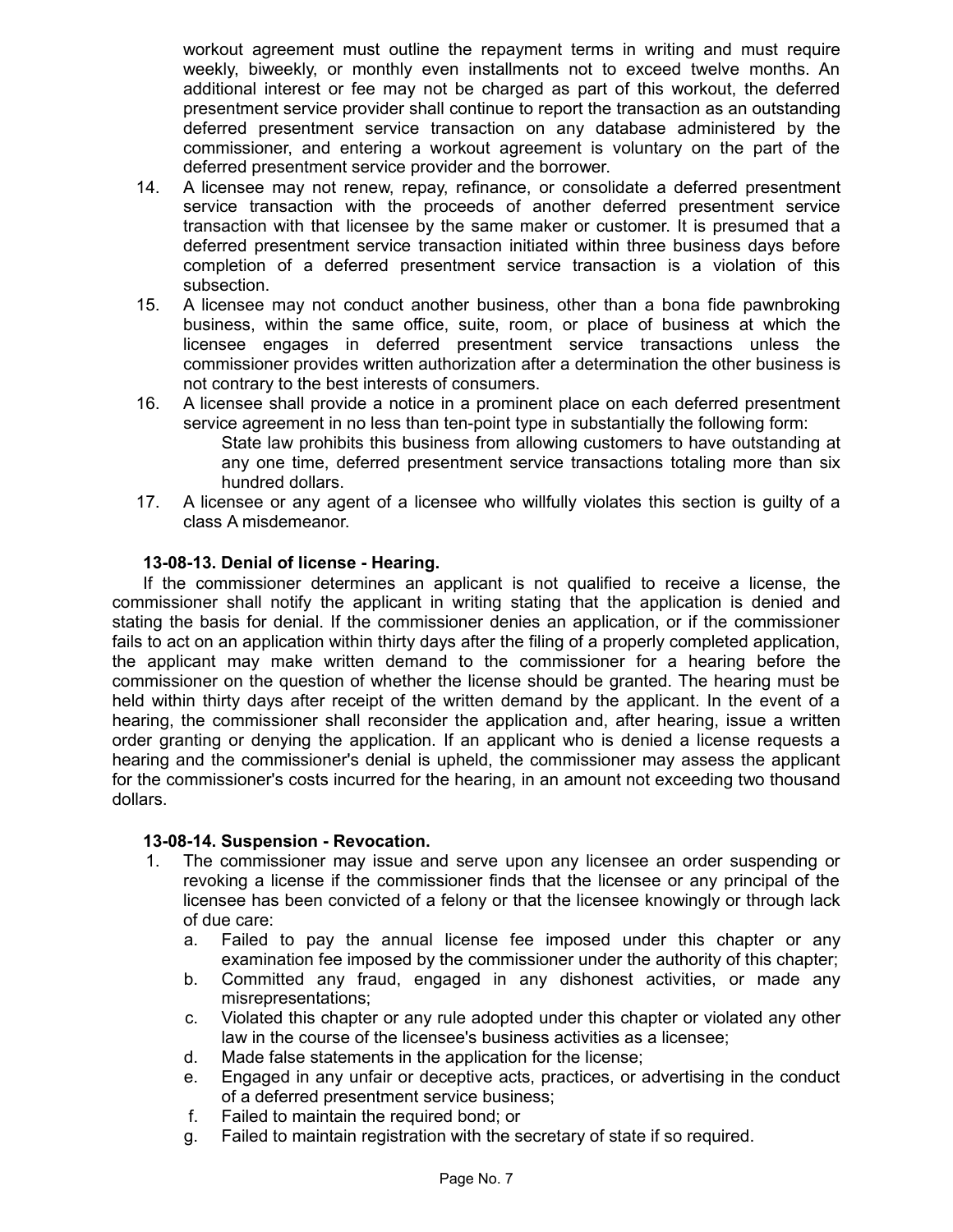workout agreement must outline the repayment terms in writing and must require weekly, biweekly, or monthly even installments not to exceed twelve months. An additional interest or fee may not be charged as part of this workout, the deferred presentment service provider shall continue to report the transaction as an outstanding deferred presentment service transaction on any database administered by the commissioner, and entering a workout agreement is voluntary on the part of the deferred presentment service provider and the borrower.

14. A licensee may not renew, repay, refinance, or consolidate a deferred presentment service transaction with the proceeds of another deferred presentment service transaction with that licensee by the same maker or customer. It is presumed that a deferred presentment service transaction initiated within three business days before completion of a deferred presentment service transaction is a violation of this subsection.
15. A licensee may not conduct another business, other than a bona fide pawnbroking business, within the same office, suite, room, or place of business at which the licensee engages in deferred presentment service transactions unless the commissioner provides written authorization after a determination the other business is not contrary to the best interests of consumers.
16. A licensee shall provide a notice in a prominent place on each deferred presentment service agreement in no less than ten-point type in substantially the following form:

    State law prohibits this business from allowing customers to have outstanding at any one time, deferred presentment service transactions totaling more than six hundred dollars.
17. A licensee or any agent of a licensee who willfully violates this section is guilty of a class A misdemeanor.

**13-08-13. Denial of license - Hearing.**

If the commissioner determines an applicant is not qualified to receive a license, the commissioner shall notify the applicant in writing stating that the application is denied and stating the basis for denial. If the commissioner denies an application, or if the commissioner fails to act on an application within thirty days after the filing of a properly completed application, the applicant may make written demand to the commissioner for a hearing before the commissioner on the question of whether the license should be granted. The hearing must be held within thirty days after receipt of the written demand by the applicant. In the event of a hearing, the commissioner shall reconsider the application and, after hearing, issue a written order granting or denying the application. If an applicant who is denied a license requests a hearing and the commissioner's denial is upheld, the commissioner may assess the applicant for the commissioner's costs incurred for the hearing, in an amount not exceeding two thousand dollars.

**13-08-14. Suspension - Revocation.**

1. The commissioner may issue and serve upon any licensee an order suspending or revoking a license if the commissioner finds that the licensee or any principal of the licensee has been convicted of a felony or that the licensee knowingly or through lack of due care:
   a. Failed to pay the annual license fee imposed under this chapter or any examination fee imposed by the commissioner under the authority of this chapter;
   b. Committed any fraud, engaged in any dishonest activities, or made any misrepresentations;
   c. Violated this chapter or any rule adopted under this chapter or violated any other law in the course of the licensee's business activities as a licensee;
   d. Made false statements in the application for the license;
   e. Engaged in any unfair or deceptive acts, practices, or advertising in the conduct of a deferred presentment service business;
   f. Failed to maintain the required bond; or
   g. Failed to maintain registration with the secretary of state if so required.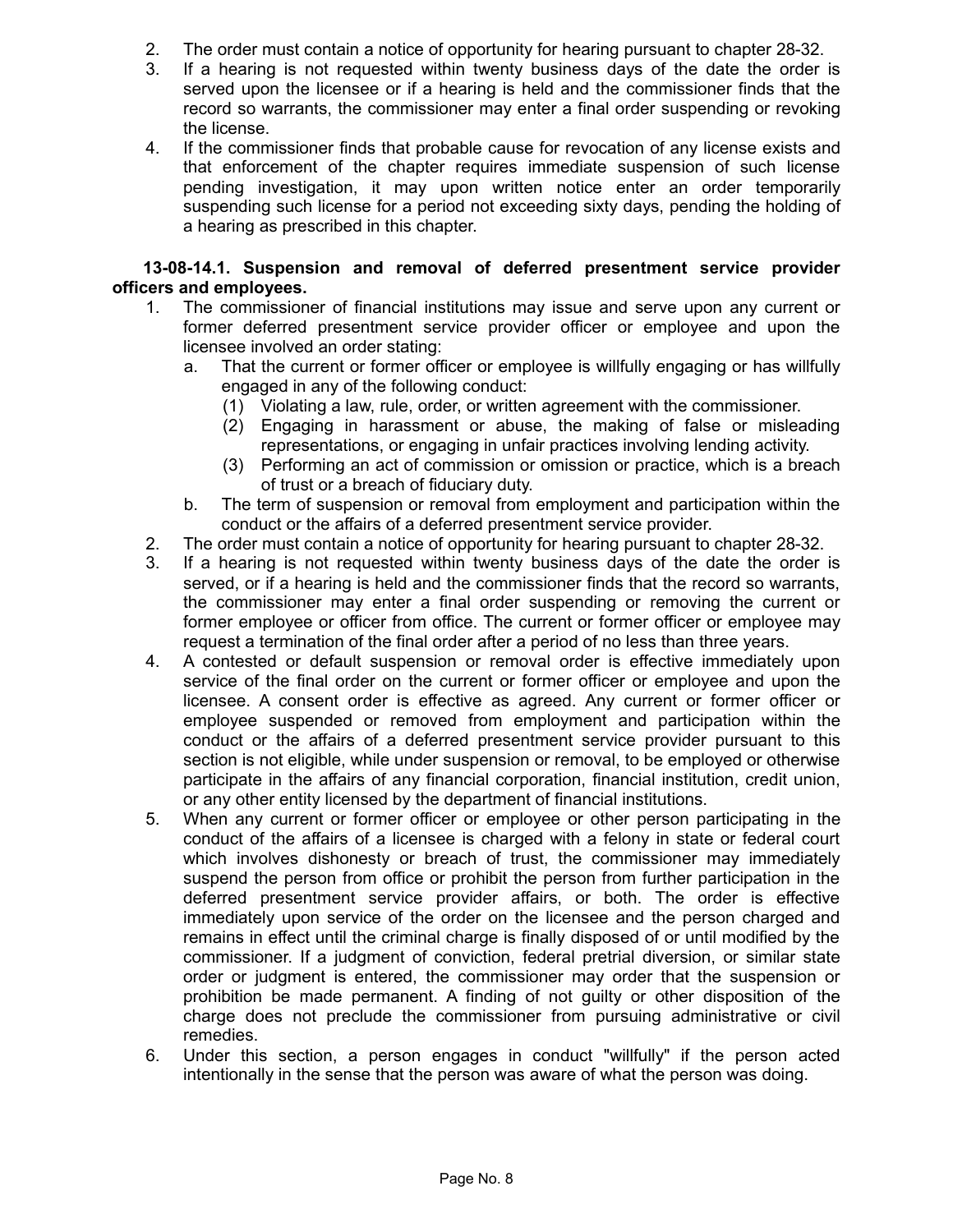2. The order must contain a notice of opportunity for hearing pursuant to chapter 28-32.
3. If a hearing is not requested within twenty business days of the date the order is served upon the licensee or if a hearing is held and the commissioner finds that the record so warrants, the commissioner may enter a final order suspending or revoking the license.
4. If the commissioner finds that probable cause for revocation of any license exists and that enforcement of the chapter requires immediate suspension of such license pending investigation, it may upon written notice enter an order temporarily suspending such license for a period not exceeding sixty days, pending the holding of a hearing as prescribed in this chapter.

**13-08-14.1. Suspension and removal of deferred presentment service provider officers and employees.**

1. The commissioner of financial institutions may issue and serve upon any current or former deferred presentment service provider officer or employee and upon the licensee involved an order stating:
   a. That the current or former officer or employee is willfully engaging or has willfully engaged in any of the following conduct:
      (1) Violating a law, rule, order, or written agreement with the commissioner.
      (2) Engaging in harassment or abuse, the making of false or misleading representations, or engaging in unfair practices involving lending activity.
      (3) Performing an act of commission or omission or practice, which is a breach of trust or a breach of fiduciary duty.
   b. The term of suspension or removal from employment and participation within the conduct or the affairs of a deferred presentment service provider.
2. The order must contain a notice of opportunity for hearing pursuant to chapter 28-32.
3. If a hearing is not requested within twenty business days of the date the order is served, or if a hearing is held and the commissioner finds that the record so warrants, the commissioner may enter a final order suspending or removing the current or former employee or officer from office. The current or former officer or employee may request a termination of the final order after a period of no less than three years.
4. A contested or default suspension or removal order is effective immediately upon service of the final order on the current or former officer or employee and upon the licensee. A consent order is effective as agreed. Any current or former officer or employee suspended or removed from employment and participation within the conduct or the affairs of a deferred presentment service provider pursuant to this section is not eligible, while under suspension or removal, to be employed or otherwise participate in the affairs of any financial corporation, financial institution, credit union, or any other entity licensed by the department of financial institutions.
5. When any current or former officer or employee or other person participating in the conduct of the affairs of a licensee is charged with a felony in state or federal court which involves dishonesty or breach of trust, the commissioner may immediately suspend the person from office or prohibit the person from further participation in the deferred presentment service provider affairs, or both. The order is effective immediately upon service of the order on the licensee and the person charged and remains in effect until the criminal charge is finally disposed of or until modified by the commissioner. If a judgment of conviction, federal pretrial diversion, or similar state order or judgment is entered, the commissioner may order that the suspension or prohibition be made permanent. A finding of not guilty or other disposition of the charge does not preclude the commissioner from pursuing administrative or civil remedies.
6. Under this section, a person engages in conduct "willfully" if the person acted intentionally in the sense that the person was aware of what the person was doing.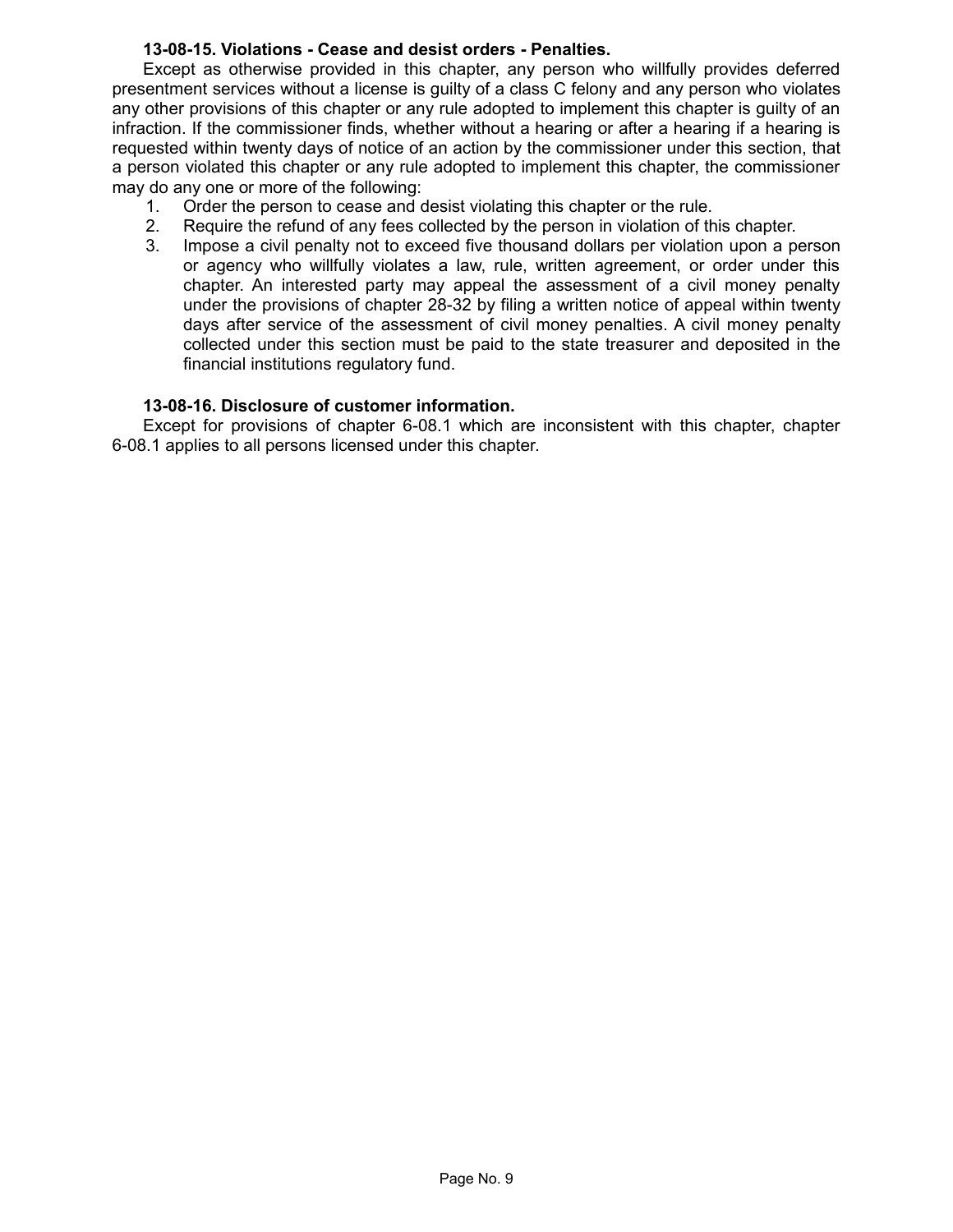**13-08-15. Violations - Cease and desist orders - Penalties.**

Except as otherwise provided in this chapter, any person who willfully provides deferred presentment services without a license is guilty of a class C felony and any person who violates any other provisions of this chapter or any rule adopted to implement this chapter is guilty of an infraction. If the commissioner finds, whether without a hearing or after a hearing if a hearing is requested within twenty days of notice of an action by the commissioner under this section, that a person violated this chapter or any rule adopted to implement this chapter, the commissioner may do any one or more of the following:

1. Order the person to cease and desist violating this chapter or the rule.
2. Require the refund of any fees collected by the person in violation of this chapter.
3. Impose a civil penalty not to exceed five thousand dollars per violation upon a person or agency who willfully violates a law, rule, written agreement, or order under this chapter. An interested party may appeal the assessment of a civil money penalty under the provisions of chapter 28-32 by filing a written notice of appeal within twenty days after service of the assessment of civil money penalties. A civil money penalty collected under this section must be paid to the state treasurer and deposited in the financial institutions regulatory fund.

**13-08-16. Disclosure of customer information.**

Except for provisions of chapter 6-08.1 which are inconsistent with this chapter, chapter 6-08.1 applies to all persons licensed under this chapter.